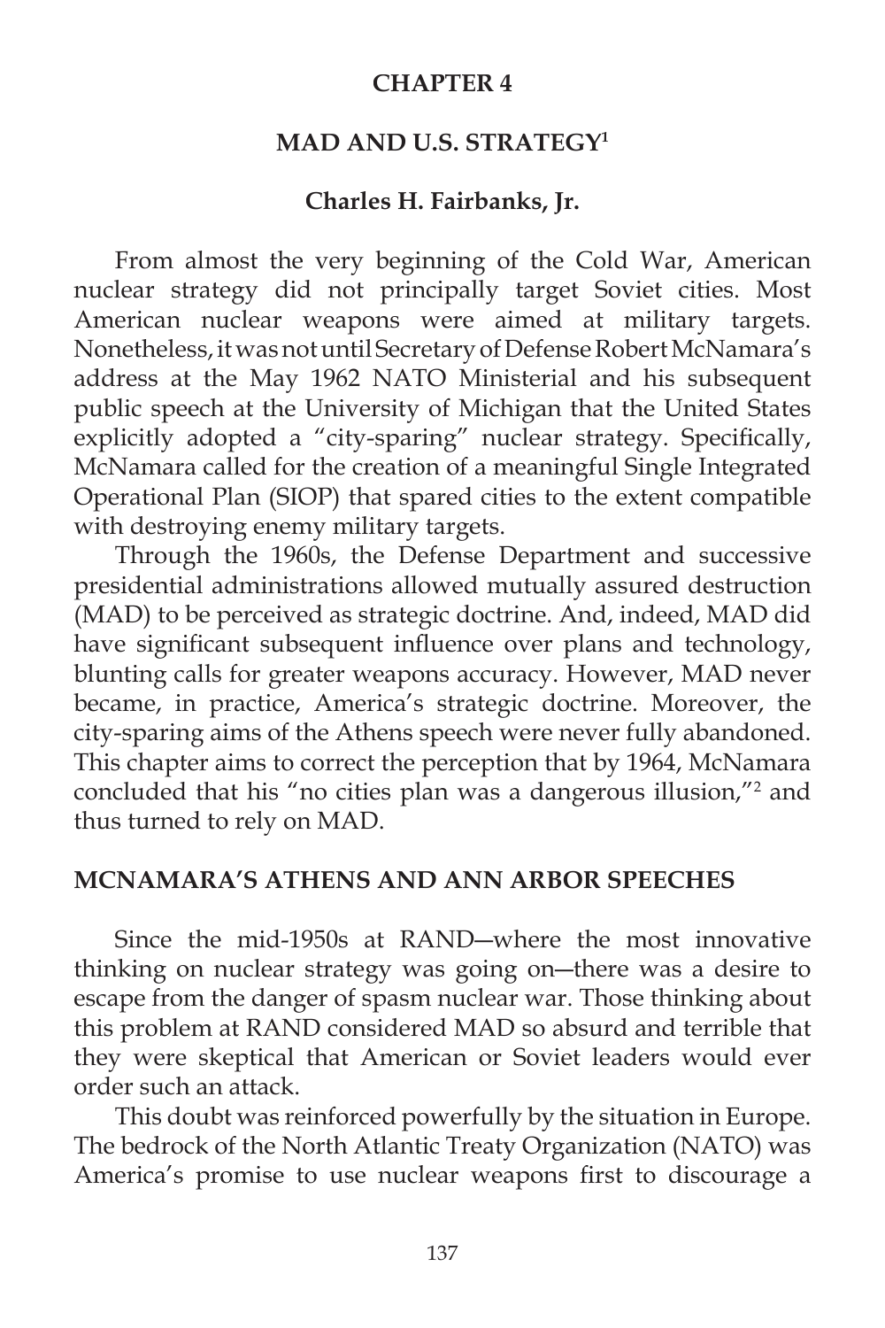# CHAPTER 4

# MAD AND U.S. STRATEGY[1]

**Charles H. Fairbanks, Jr.**

From almost the very beginning of the Cold War, American nuclear strategy did not principally target Soviet cities. Most American nuclear weapons were aimed at military targets. Nonetheless, it was not until Secretary of Defense Robert McNamara's address at the May 1962 NATO Ministerial and his subsequent public speech at the University of Michigan that the United States explicitly adopted a "city-sparing" nuclear strategy. Specifically, McNamara called for the creation of a meaningful Single Integrated Operational Plan (SIOP) that spared cities to the extent compatible with destroying enemy military targets.

Through the 1960s, the Defense Department and successive presidential administrations allowed mutually assured destruction (MAD) to be perceived as strategic doctrine. And, indeed, MAD did have significant subsequent influence over plans and technology, blunting calls for greater weapons accuracy. However, MAD never became, in practice, America's strategic doctrine. Moreover, the city-sparing aims of the Athens speech were never fully abandoned. This chapter aims to correct the perception that by 1964, McNamara concluded that his "no cities plan was a dangerous illusion,"[2] and thus turned to rely on MAD.

## MCNAMARA'S ATHENS AND ANN ARBOR SPEECHES

Since the mid-1950s at RAND—where the most innovative thinking on nuclear strategy was going on—there was a desire to escape from the danger of spasm nuclear war. Those thinking about this problem at RAND considered MAD so absurd and terrible that they were skeptical that American or Soviet leaders would ever order such an attack.

This doubt was reinforced powerfully by the situation in Europe. The bedrock of the North Atlantic Treaty Organization (NATO) was America's promise to use nuclear weapons first to discourage a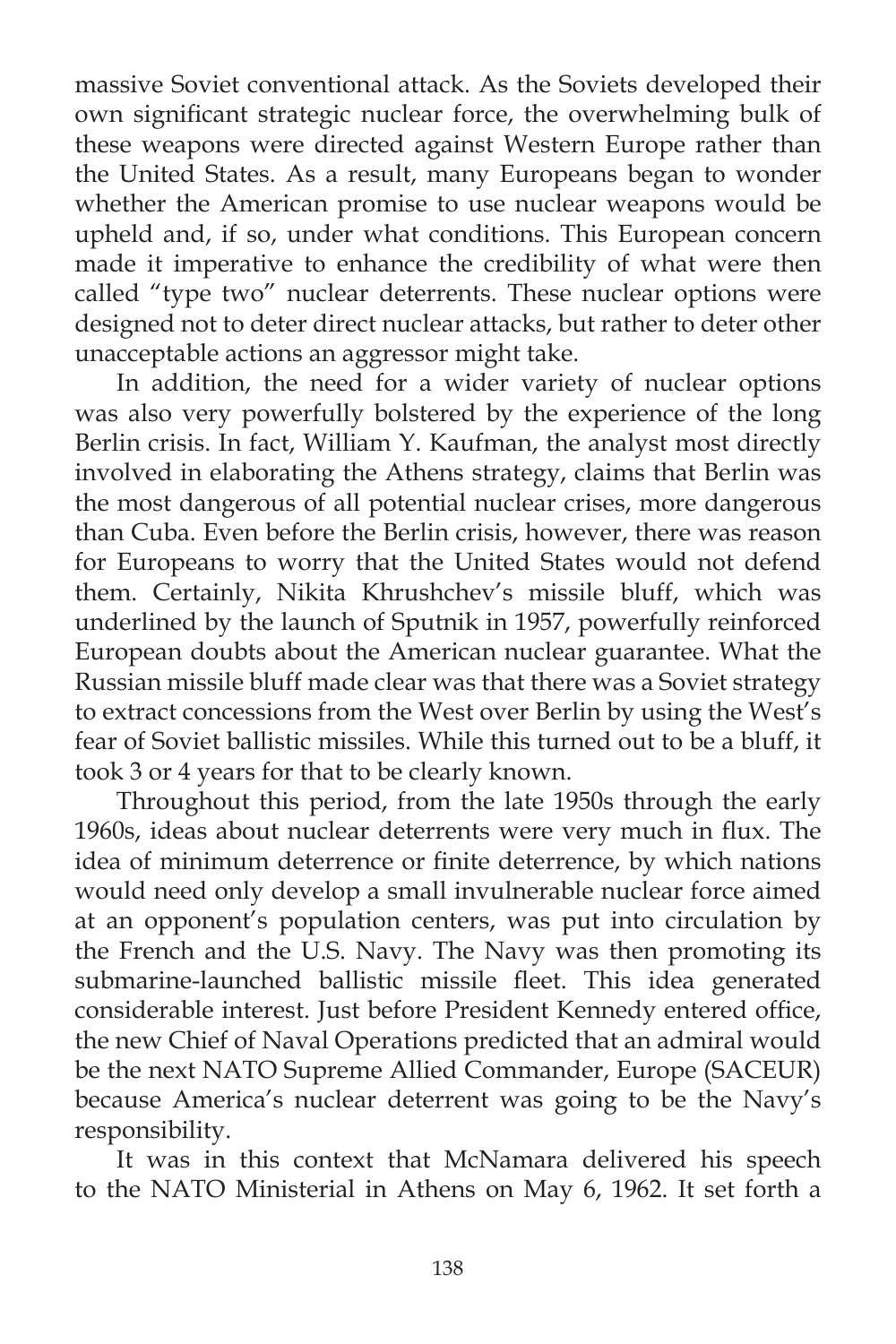massive Soviet conventional attack. As the Soviets developed their own significant strategic nuclear force, the overwhelming bulk of these weapons were directed against Western Europe rather than the United States. As a result, many Europeans began to wonder whether the American promise to use nuclear weapons would be upheld and, if so, under what conditions. This European concern made it imperative to enhance the credibility of what were then called "type two" nuclear deterrents. These nuclear options were designed not to deter direct nuclear attacks, but rather to deter other unacceptable actions an aggressor might take.

In addition, the need for a wider variety of nuclear options was also very powerfully bolstered by the experience of the long Berlin crisis. In fact, William Y. Kaufman, the analyst most directly involved in elaborating the Athens strategy, claims that Berlin was the most dangerous of all potential nuclear crises, more dangerous than Cuba. Even before the Berlin crisis, however, there was reason for Europeans to worry that the United States would not defend them. Certainly, Nikita Khrushchev's missile bluff, which was underlined by the launch of Sputnik in 1957, powerfully reinforced European doubts about the American nuclear guarantee. What the Russian missile bluff made clear was that there was a Soviet strategy to extract concessions from the West over Berlin by using the West's fear of Soviet ballistic missiles. While this turned out to be a bluff, it took 3 or 4 years for that to be clearly known.

Throughout this period, from the late 1950s through the early 1960s, ideas about nuclear deterrents were very much in flux. The idea of minimum deterrence or finite deterrence, by which nations would need only develop a small invulnerable nuclear force aimed at an opponent's population centers, was put into circulation by the French and the U.S. Navy. The Navy was then promoting its submarine-launched ballistic missile fleet. This idea generated considerable interest. Just before President Kennedy entered office, the new Chief of Naval Operations predicted that an admiral would be the next NATO Supreme Allied Commander, Europe (SACEUR) because America's nuclear deterrent was going to be the Navy's responsibility.

It was in this context that McNamara delivered his speech to the NATO Ministerial in Athens on May 6, 1962. It set forth a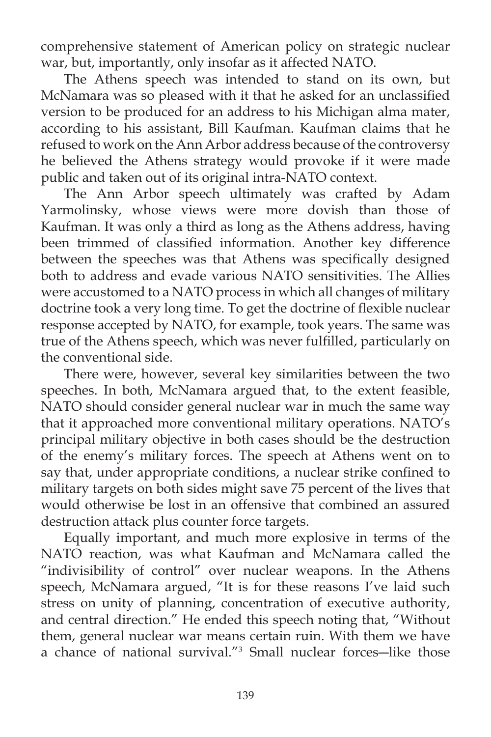comprehensive statement of American policy on strategic nuclear war, but, importantly, only insofar as it affected NATO.

The Athens speech was intended to stand on its own, but McNamara was so pleased with it that he asked for an unclassified version to be produced for an address to his Michigan alma mater, according to his assistant, Bill Kaufman. Kaufman claims that he refused to work on the Ann Arbor address because of the controversy he believed the Athens strategy would provoke if it were made public and taken out of its original intra-NATO context.

The Ann Arbor speech ultimately was crafted by Adam Yarmolinsky, whose views were more dovish than those of Kaufman. It was only a third as long as the Athens address, having been trimmed of classified information. Another key difference between the speeches was that Athens was specifically designed both to address and evade various NATO sensitivities. The Allies were accustomed to a NATO process in which all changes of military doctrine took a very long time. To get the doctrine of flexible nuclear response accepted by NATO, for example, took years. The same was true of the Athens speech, which was never fulfilled, particularly on the conventional side.

There were, however, several key similarities between the two speeches. In both, McNamara argued that, to the extent feasible, NATO should consider general nuclear war in much the same way that it approached more conventional military operations. NATO's principal military objective in both cases should be the destruction of the enemy's military forces. The speech at Athens went on to say that, under appropriate conditions, a nuclear strike confined to military targets on both sides might save 75 percent of the lives that would otherwise be lost in an offensive that combined an assured destruction attack plus counter force targets.

Equally important, and much more explosive in terms of the NATO reaction, was what Kaufman and McNamara called the "indivisibility of control" over nuclear weapons. In the Athens speech, McNamara argued, "It is for these reasons I've laid such stress on unity of planning, concentration of executive authority, and central direction." He ended this speech noting that, "Without them, general nuclear war means certain ruin. With them we have a chance of national survival."[3] Small nuclear forces—like those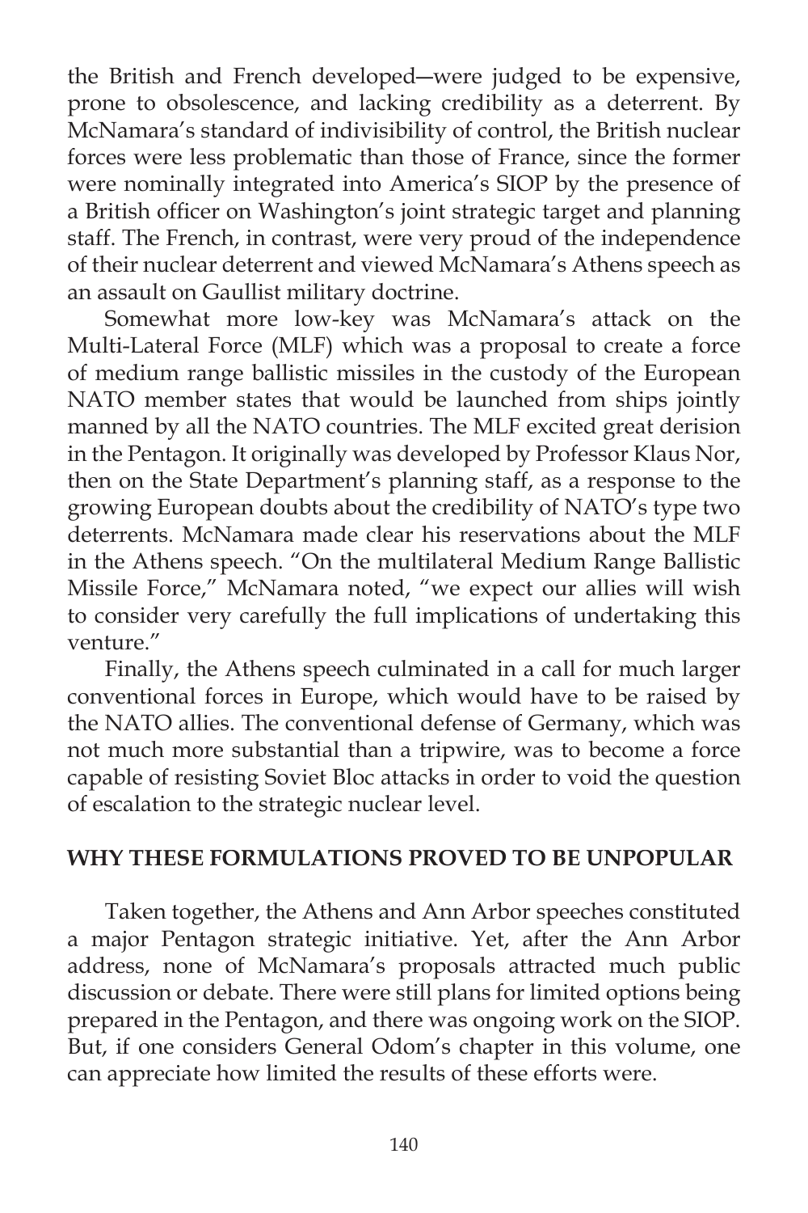the British and French developed—were judged to be expensive, prone to obsolescence, and lacking credibility as a deterrent. By McNamara's standard of indivisibility of control, the British nuclear forces were less problematic than those of France, since the former were nominally integrated into America's SIOP by the presence of a British officer on Washington's joint strategic target and planning staff. The French, in contrast, were very proud of the independence of their nuclear deterrent and viewed McNamara's Athens speech as an assault on Gaullist military doctrine.

Somewhat more low-key was McNamara's attack on the Multi-Lateral Force (MLF) which was a proposal to create a force of medium range ballistic missiles in the custody of the European NATO member states that would be launched from ships jointly manned by all the NATO countries. The MLF excited great derision in the Pentagon. It originally was developed by Professor Klaus Nor, then on the State Department's planning staff, as a response to the growing European doubts about the credibility of NATO's type two deterrents. McNamara made clear his reservations about the MLF in the Athens speech. "On the multilateral Medium Range Ballistic Missile Force," McNamara noted, "we expect our allies will wish to consider very carefully the full implications of undertaking this venture."

Finally, the Athens speech culminated in a call for much larger conventional forces in Europe, which would have to be raised by the NATO allies. The conventional defense of Germany, which was not much more substantial than a tripwire, was to become a force capable of resisting Soviet Bloc attacks in order to void the question of escalation to the strategic nuclear level.

## WHY THESE FORMULATIONS PROVED TO BE UNPOPULAR

Taken together, the Athens and Ann Arbor speeches constituted a major Pentagon strategic initiative. Yet, after the Ann Arbor address, none of McNamara's proposals attracted much public discussion or debate. There were still plans for limited options being prepared in the Pentagon, and there was ongoing work on the SIOP. But, if one considers General Odom's chapter in this volume, one can appreciate how limited the results of these efforts were.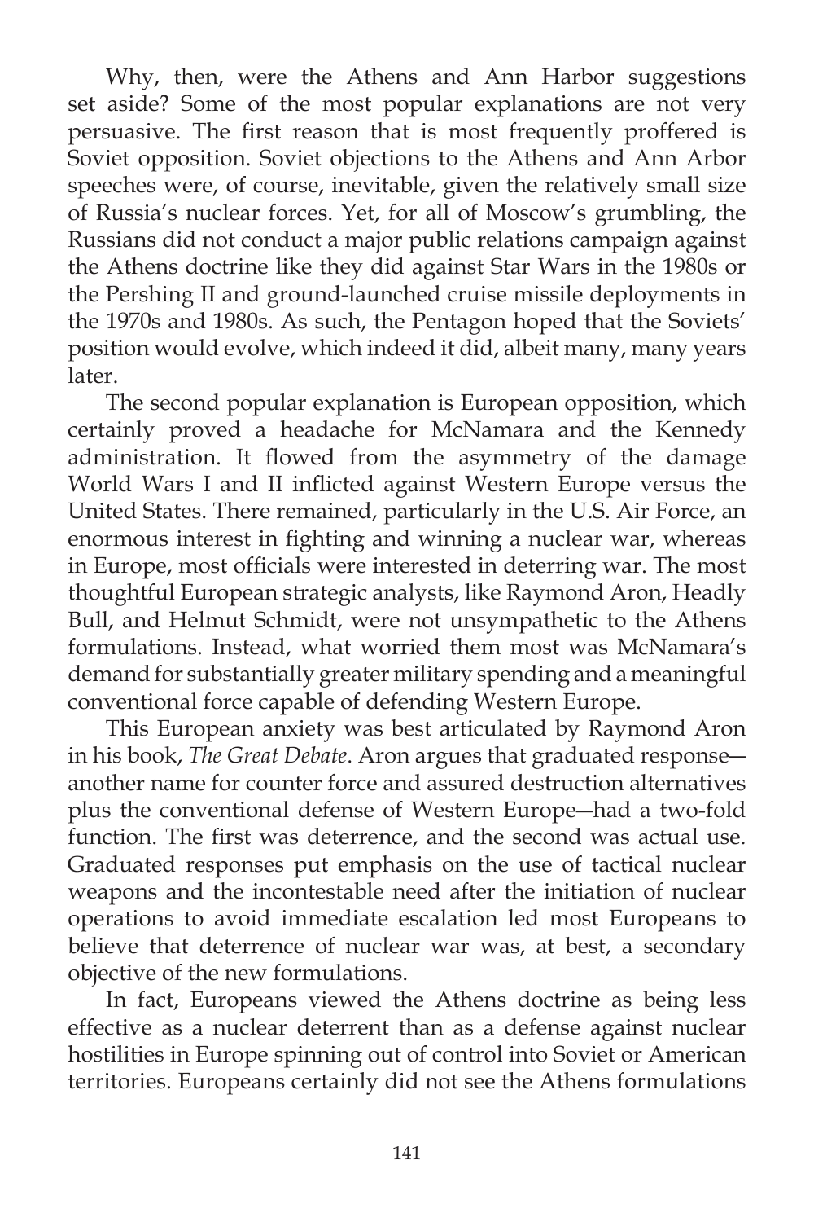Why, then, were the Athens and Ann Harbor suggestions set aside? Some of the most popular explanations are not very persuasive. The first reason that is most frequently proffered is Soviet opposition. Soviet objections to the Athens and Ann Arbor speeches were, of course, inevitable, given the relatively small size of Russia's nuclear forces. Yet, for all of Moscow's grumbling, the Russians did not conduct a major public relations campaign against the Athens doctrine like they did against Star Wars in the 1980s or the Pershing II and ground-launched cruise missile deployments in the 1970s and 1980s. As such, the Pentagon hoped that the Soviets' position would evolve, which indeed it did, albeit many, many years later.

The second popular explanation is European opposition, which certainly proved a headache for McNamara and the Kennedy administration. It flowed from the asymmetry of the damage World Wars I and II inflicted against Western Europe versus the United States. There remained, particularly in the U.S. Air Force, an enormous interest in fighting and winning a nuclear war, whereas in Europe, most officials were interested in deterring war. The most thoughtful European strategic analysts, like Raymond Aron, Headly Bull, and Helmut Schmidt, were not unsympathetic to the Athens formulations. Instead, what worried them most was McNamara's demand for substantially greater military spending and a meaningful conventional force capable of defending Western Europe.

This European anxiety was best articulated by Raymond Aron in his book, *The Great Debate*. Aron argues that graduated response—another name for counter force and assured destruction alternatives plus the conventional defense of Western Europe—had a two-fold function. The first was deterrence, and the second was actual use. Graduated responses put emphasis on the use of tactical nuclear weapons and the incontestable need after the initiation of nuclear operations to avoid immediate escalation led most Europeans to believe that deterrence of nuclear war was, at best, a secondary objective of the new formulations.

In fact, Europeans viewed the Athens doctrine as being less effective as a nuclear deterrent than as a defense against nuclear hostilities in Europe spinning out of control into Soviet or American territories. Europeans certainly did not see the Athens formulations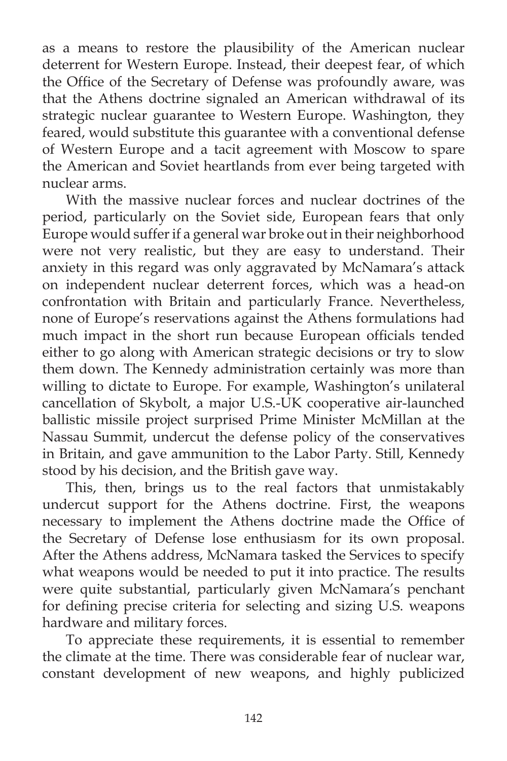as a means to restore the plausibility of the American nuclear deterrent for Western Europe. Instead, their deepest fear, of which the Office of the Secretary of Defense was profoundly aware, was that the Athens doctrine signaled an American withdrawal of its strategic nuclear guarantee to Western Europe. Washington, they feared, would substitute this guarantee with a conventional defense of Western Europe and a tacit agreement with Moscow to spare the American and Soviet heartlands from ever being targeted with nuclear arms.

With the massive nuclear forces and nuclear doctrines of the period, particularly on the Soviet side, European fears that only Europe would suffer if a general war broke out in their neighborhood were not very realistic, but they are easy to understand. Their anxiety in this regard was only aggravated by McNamara's attack on independent nuclear deterrent forces, which was a head-on confrontation with Britain and particularly France. Nevertheless, none of Europe's reservations against the Athens formulations had much impact in the short run because European officials tended either to go along with American strategic decisions or try to slow them down. The Kennedy administration certainly was more than willing to dictate to Europe. For example, Washington's unilateral cancellation of Skybolt, a major U.S.-UK cooperative air-launched ballistic missile project surprised Prime Minister McMillan at the Nassau Summit, undercut the defense policy of the conservatives in Britain, and gave ammunition to the Labor Party. Still, Kennedy stood by his decision, and the British gave way.

This, then, brings us to the real factors that unmistakably undercut support for the Athens doctrine. First, the weapons necessary to implement the Athens doctrine made the Office of the Secretary of Defense lose enthusiasm for its own proposal. After the Athens address, McNamara tasked the Services to specify what weapons would be needed to put it into practice. The results were quite substantial, particularly given McNamara's penchant for defining precise criteria for selecting and sizing U.S. weapons hardware and military forces.

To appreciate these requirements, it is essential to remember the climate at the time. There was considerable fear of nuclear war, constant development of new weapons, and highly publicized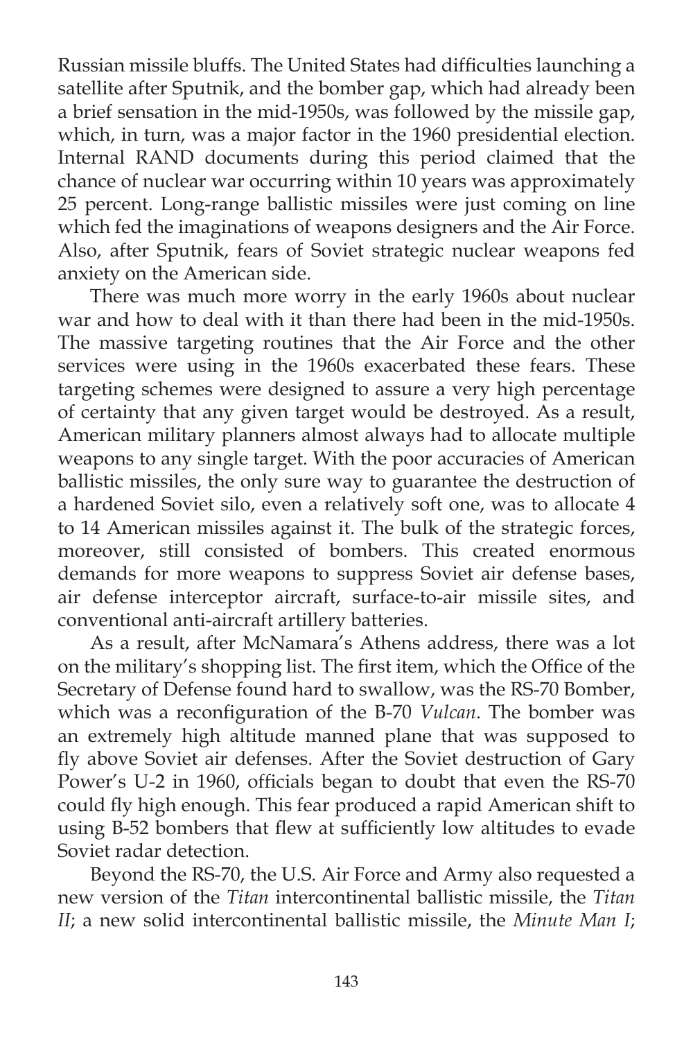Russian missile bluffs. The United States had difficulties launching a satellite after Sputnik, and the bomber gap, which had already been a brief sensation in the mid-1950s, was followed by the missile gap, which, in turn, was a major factor in the 1960 presidential election. Internal RAND documents during this period claimed that the chance of nuclear war occurring within 10 years was approximately 25 percent. Long-range ballistic missiles were just coming on line which fed the imaginations of weapons designers and the Air Force. Also, after Sputnik, fears of Soviet strategic nuclear weapons fed anxiety on the American side.

There was much more worry in the early 1960s about nuclear war and how to deal with it than there had been in the mid-1950s. The massive targeting routines that the Air Force and the other services were using in the 1960s exacerbated these fears. These targeting schemes were designed to assure a very high percentage of certainty that any given target would be destroyed. As a result, American military planners almost always had to allocate multiple weapons to any single target. With the poor accuracies of American ballistic missiles, the only sure way to guarantee the destruction of a hardened Soviet silo, even a relatively soft one, was to allocate 4 to 14 American missiles against it. The bulk of the strategic forces, moreover, still consisted of bombers. This created enormous demands for more weapons to suppress Soviet air defense bases, air defense interceptor aircraft, surface-to-air missile sites, and conventional anti-aircraft artillery batteries.

As a result, after McNamara's Athens address, there was a lot on the military's shopping list. The first item, which the Office of the Secretary of Defense found hard to swallow, was the RS-70 Bomber, which was a reconfiguration of the B-70 *Vulcan*. The bomber was an extremely high altitude manned plane that was supposed to fly above Soviet air defenses. After the Soviet destruction of Gary Power's U-2 in 1960, officials began to doubt that even the RS-70 could fly high enough. This fear produced a rapid American shift to using B-52 bombers that flew at sufficiently low altitudes to evade Soviet radar detection.

Beyond the RS-70, the U.S. Air Force and Army also requested a new version of the *Titan* intercontinental ballistic missile, the *Titan II*; a new solid intercontinental ballistic missile, the *Minute Man I*;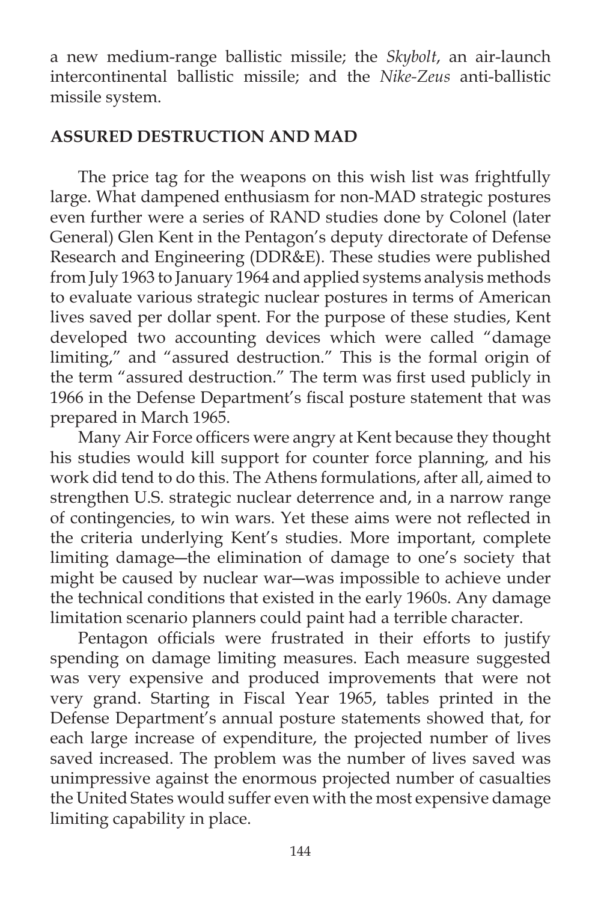a new medium-range ballistic missile; the *Skybolt*, an air-launch intercontinental ballistic missile; and the *Nike-Zeus* anti-ballistic missile system.

## ASSURED DESTRUCTION AND MAD

The price tag for the weapons on this wish list was frightfully large. What dampened enthusiasm for non-MAD strategic postures even further were a series of RAND studies done by Colonel (later General) Glen Kent in the Pentagon's deputy directorate of Defense Research and Engineering (DDR&E). These studies were published from July 1963 to January 1964 and applied systems analysis methods to evaluate various strategic nuclear postures in terms of American lives saved per dollar spent. For the purpose of these studies, Kent developed two accounting devices which were called "damage limiting," and "assured destruction." This is the formal origin of the term "assured destruction." The term was first used publicly in 1966 in the Defense Department's fiscal posture statement that was prepared in March 1965.

Many Air Force officers were angry at Kent because they thought his studies would kill support for counter force planning, and his work did tend to do this. The Athens formulations, after all, aimed to strengthen U.S. strategic nuclear deterrence and, in a narrow range of contingencies, to win wars. Yet these aims were not reflected in the criteria underlying Kent's studies. More important, complete limiting damage—the elimination of damage to one's society that might be caused by nuclear war—was impossible to achieve under the technical conditions that existed in the early 1960s. Any damage limitation scenario planners could paint had a terrible character.

Pentagon officials were frustrated in their efforts to justify spending on damage limiting measures. Each measure suggested was very expensive and produced improvements that were not very grand. Starting in Fiscal Year 1965, tables printed in the Defense Department's annual posture statements showed that, for each large increase of expenditure, the projected number of lives saved increased. The problem was the number of lives saved was unimpressive against the enormous projected number of casualties the United States would suffer even with the most expensive damage limiting capability in place.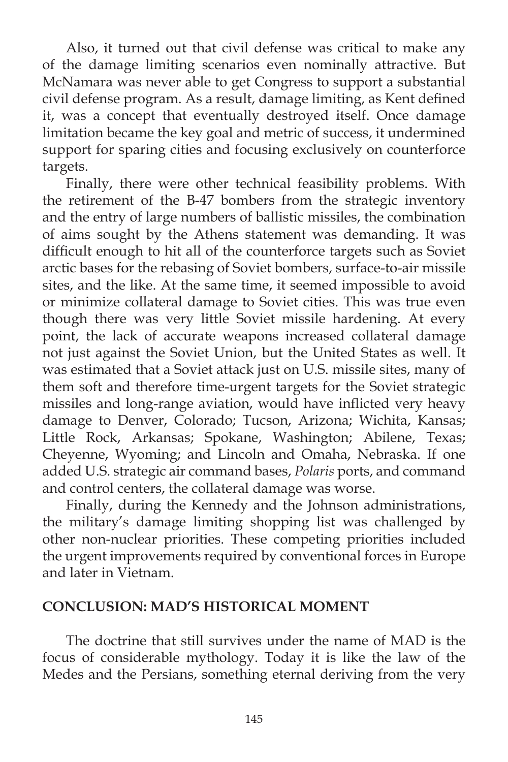Also, it turned out that civil defense was critical to make any of the damage limiting scenarios even nominally attractive. But McNamara was never able to get Congress to support a substantial civil defense program. As a result, damage limiting, as Kent defined it, was a concept that eventually destroyed itself. Once damage limitation became the key goal and metric of success, it undermined support for sparing cities and focusing exclusively on counterforce targets.

Finally, there were other technical feasibility problems. With the retirement of the B-47 bombers from the strategic inventory and the entry of large numbers of ballistic missiles, the combination of aims sought by the Athens statement was demanding. It was difficult enough to hit all of the counterforce targets such as Soviet arctic bases for the rebasing of Soviet bombers, surface-to-air missile sites, and the like. At the same time, it seemed impossible to avoid or minimize collateral damage to Soviet cities. This was true even though there was very little Soviet missile hardening. At every point, the lack of accurate weapons increased collateral damage not just against the Soviet Union, but the United States as well. It was estimated that a Soviet attack just on U.S. missile sites, many of them soft and therefore time-urgent targets for the Soviet strategic missiles and long-range aviation, would have inflicted very heavy damage to Denver, Colorado; Tucson, Arizona; Wichita, Kansas; Little Rock, Arkansas; Spokane, Washington; Abilene, Texas; Cheyenne, Wyoming; and Lincoln and Omaha, Nebraska. If one added U.S. strategic air command bases, *Polaris* ports, and command and control centers, the collateral damage was worse.

Finally, during the Kennedy and the Johnson administrations, the military's damage limiting shopping list was challenged by other non-nuclear priorities. These competing priorities included the urgent improvements required by conventional forces in Europe and later in Vietnam.

## CONCLUSION: MAD'S HISTORICAL MOMENT

The doctrine that still survives under the name of MAD is the focus of considerable mythology. Today it is like the law of the Medes and the Persians, something eternal deriving from the very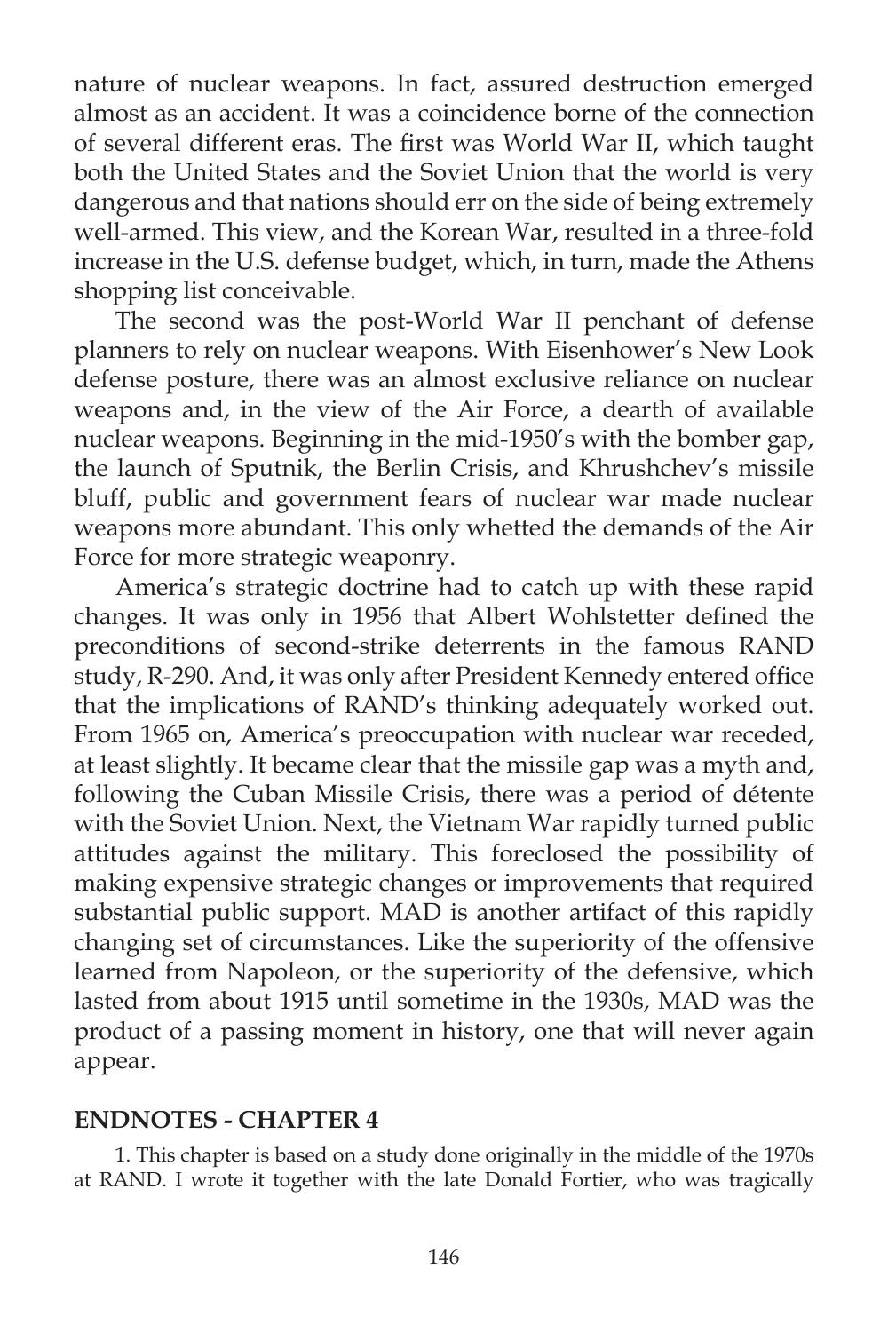nature of nuclear weapons. In fact, assured destruction emerged almost as an accident. It was a coincidence borne of the connection of several different eras. The first was World War II, which taught both the United States and the Soviet Union that the world is very dangerous and that nations should err on the side of being extremely well-armed. This view, and the Korean War, resulted in a three-fold increase in the U.S. defense budget, which, in turn, made the Athens shopping list conceivable.

The second was the post-World War II penchant of defense planners to rely on nuclear weapons. With Eisenhower's New Look defense posture, there was an almost exclusive reliance on nuclear weapons and, in the view of the Air Force, a dearth of available nuclear weapons. Beginning in the mid-1950's with the bomber gap, the launch of Sputnik, the Berlin Crisis, and Khrushchev's missile bluff, public and government fears of nuclear war made nuclear weapons more abundant. This only whetted the demands of the Air Force for more strategic weaponry.

America's strategic doctrine had to catch up with these rapid changes. It was only in 1956 that Albert Wohlstetter defined the preconditions of second-strike deterrents in the famous RAND study, R-290. And, it was only after President Kennedy entered office that the implications of RAND's thinking adequately worked out. From 1965 on, America's preoccupation with nuclear war receded, at least slightly. It became clear that the missile gap was a myth and, following the Cuban Missile Crisis, there was a period of détente with the Soviet Union. Next, the Vietnam War rapidly turned public attitudes against the military. This foreclosed the possibility of making expensive strategic changes or improvements that required substantial public support. MAD is another artifact of this rapidly changing set of circumstances. Like the superiority of the offensive learned from Napoleon, or the superiority of the defensive, which lasted from about 1915 until sometime in the 1930s, MAD was the product of a passing moment in history, one that will never again appear.

## ENDNOTES - CHAPTER 4

1. This chapter is based on a study done originally in the middle of the 1970s at RAND. I wrote it together with the late Donald Fortier, who was tragically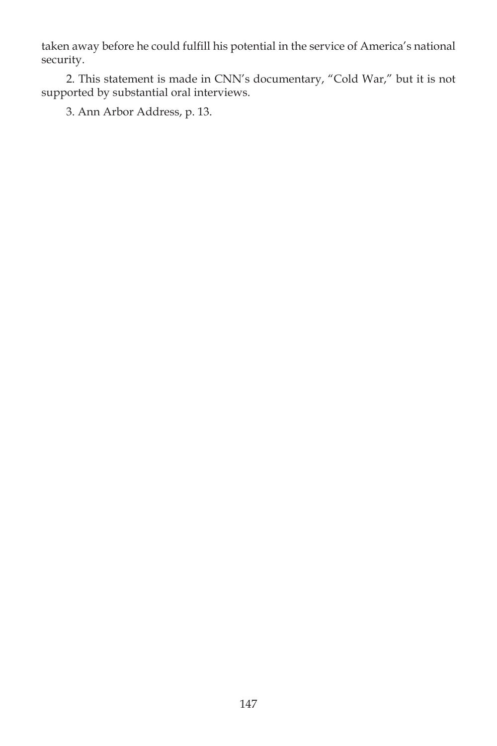taken away before he could fulfill his potential in the service of America's national security.

2. This statement is made in CNN's documentary, "Cold War," but it is not supported by substantial oral interviews.

3. Ann Arbor Address, p. 13.